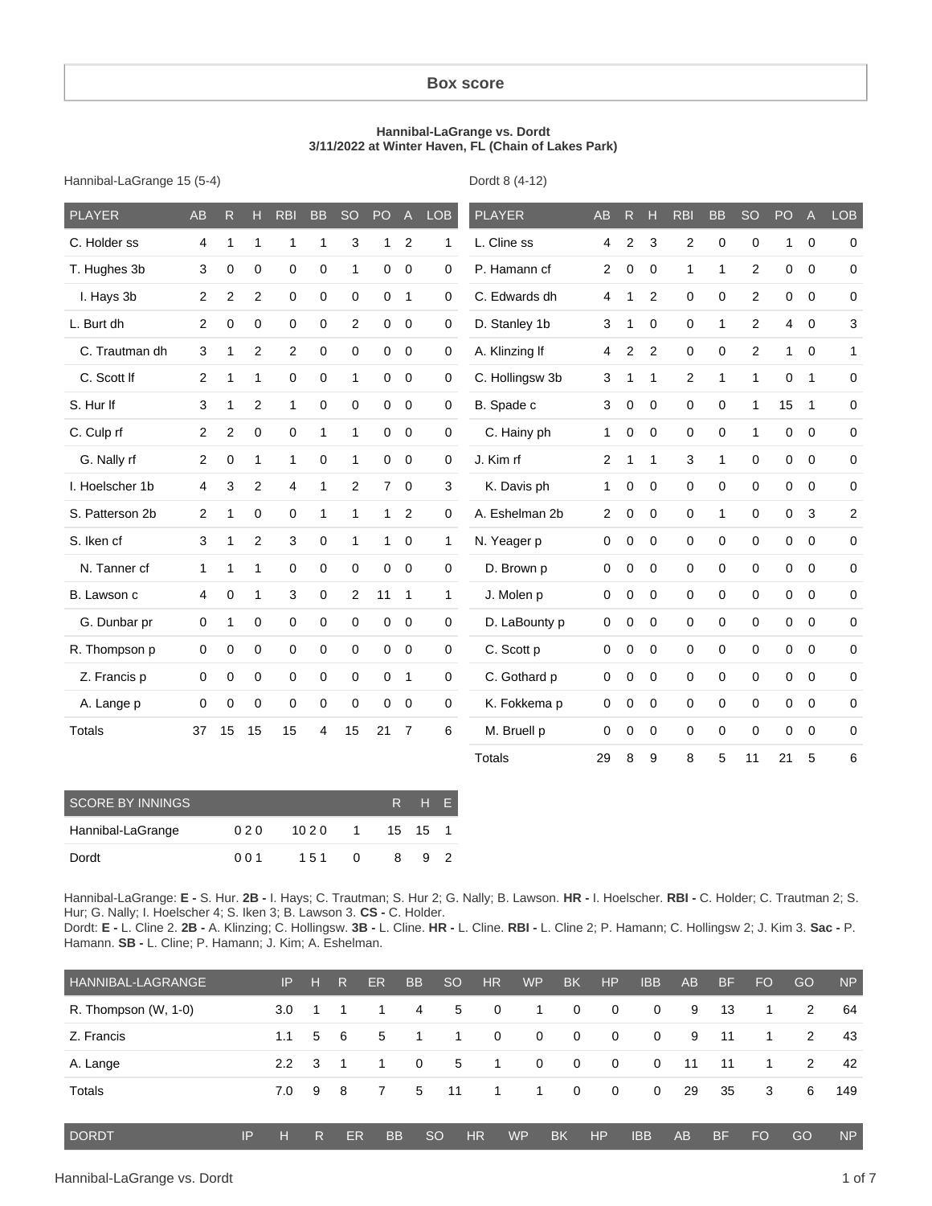## Box score

**Hannibal-LaGrange vs. Dordt**
**3/11/2022 at Winter Haven, FL (Chain of Lakes Park)**

Hannibal-LaGrange 15 (5-4)

| PLAYER | AB | R | H | RBI | BB | SO | PO | A | LOB |
|---|---|---|---|---|---|---|---|---|---|
| C. Holder ss | 4 | 1 | 1 | 1 | 1 | 3 | 1 | 2 | 1 |
| T. Hughes 3b | 3 | 0 | 0 | 0 | 0 | 1 | 0 | 0 | 0 |
| I. Hays 3b | 2 | 2 | 2 | 0 | 0 | 0 | 0 | 1 | 0 |
| L. Burt dh | 2 | 0 | 0 | 0 | 0 | 2 | 0 | 0 | 0 |
| C. Trautman dh | 3 | 1 | 2 | 2 | 0 | 0 | 0 | 0 | 0 |
| C. Scott lf | 2 | 1 | 1 | 0 | 0 | 1 | 0 | 0 | 0 |
| S. Hur lf | 3 | 1 | 2 | 1 | 0 | 0 | 0 | 0 | 0 |
| C. Culp rf | 2 | 2 | 0 | 0 | 1 | 1 | 0 | 0 | 0 |
| G. Nally rf | 2 | 0 | 1 | 1 | 0 | 1 | 0 | 0 | 0 |
| I. Hoelscher 1b | 4 | 3 | 2 | 4 | 1 | 2 | 7 | 0 | 3 |
| S. Patterson 2b | 2 | 1 | 0 | 0 | 1 | 1 | 1 | 2 | 0 |
| S. Iken cf | 3 | 1 | 2 | 3 | 0 | 1 | 1 | 0 | 1 |
| N. Tanner cf | 1 | 1 | 1 | 0 | 0 | 0 | 0 | 0 | 0 |
| B. Lawson c | 4 | 0 | 1 | 3 | 0 | 2 | 11 | 1 | 1 |
| G. Dunbar pr | 0 | 1 | 0 | 0 | 0 | 0 | 0 | 0 | 0 |
| R. Thompson p | 0 | 0 | 0 | 0 | 0 | 0 | 0 | 0 | 0 |
| Z. Francis p | 0 | 0 | 0 | 0 | 0 | 0 | 0 | 1 | 0 |
| A. Lange p | 0 | 0 | 0 | 0 | 0 | 0 | 0 | 0 | 0 |
| Totals | 37 | 15 | 15 | 15 | 4 | 15 | 21 | 7 | 6 |

Dordt 8 (4-12)

| PLAYER | AB | R | H | RBI | BB | SO | PO | A | LOB |
|---|---|---|---|---|---|---|---|---|---|
| L. Cline ss | 4 | 2 | 3 | 2 | 0 | 0 | 1 | 0 | 0 |
| P. Hamann cf | 2 | 0 | 0 | 1 | 1 | 2 | 0 | 0 | 0 |
| C. Edwards dh | 4 | 1 | 2 | 0 | 0 | 2 | 0 | 0 | 0 |
| D. Stanley 1b | 3 | 1 | 0 | 0 | 1 | 2 | 4 | 0 | 3 |
| A. Klinzing lf | 4 | 2 | 2 | 0 | 0 | 2 | 1 | 0 | 1 |
| C. Hollingsw 3b | 3 | 1 | 1 | 2 | 1 | 1 | 0 | 1 | 0 |
| B. Spade c | 3 | 0 | 0 | 0 | 0 | 1 | 15 | 1 | 0 |
| C. Hainy ph | 1 | 0 | 0 | 0 | 0 | 1 | 0 | 0 | 0 |
| J. Kim rf | 2 | 1 | 1 | 3 | 1 | 0 | 0 | 0 | 0 |
| K. Davis ph | 1 | 0 | 0 | 0 | 0 | 0 | 0 | 0 | 0 |
| A. Eshelman 2b | 2 | 0 | 0 | 0 | 1 | 0 | 0 | 3 | 2 |
| N. Yeager p | 0 | 0 | 0 | 0 | 0 | 0 | 0 | 0 | 0 |
| D. Brown p | 0 | 0 | 0 | 0 | 0 | 0 | 0 | 0 | 0 |
| J. Molen p | 0 | 0 | 0 | 0 | 0 | 0 | 0 | 0 | 0 |
| D. LaBounty p | 0 | 0 | 0 | 0 | 0 | 0 | 0 | 0 | 0 |
| C. Scott p | 0 | 0 | 0 | 0 | 0 | 0 | 0 | 0 | 0 |
| C. Gothard p | 0 | 0 | 0 | 0 | 0 | 0 | 0 | 0 | 0 |
| K. Fokkema p | 0 | 0 | 0 | 0 | 0 | 0 | 0 | 0 | 0 |
| M. Bruell p | 0 | 0 | 0 | 0 | 0 | 0 | 0 | 0 | 0 |
| Totals | 29 | 8 | 9 | 8 | 5 | 11 | 21 | 5 | 6 |

| SCORE BY INNINGS | | | | R | H | E |
|---|---|---|---|---|---|---|
| Hannibal-LaGrange | 0 2 0 | 10 2 0 | 1 | 15 | 15 | 1 |
| Dordt | 0 0 1 | 1 5 1 | 0 | 8 | 9 | 2 |

Hannibal-LaGrange: **E -** S. Hur. **2B -** I. Hays; C. Trautman; S. Hur 2; G. Nally; B. Lawson. **HR -** I. Hoelscher. **RBI -** C. Holder; C. Trautman 2; S. Hur; G. Nally; I. Hoelscher 4; S. Iken 3; B. Lawson 3. **CS -** C. Holder.
Dordt: **E -** L. Cline 2. **2B -** A. Klinzing; C. Hollingsw. **3B -** L. Cline. **HR -** L. Cline. **RBI -** L. Cline 2; P. Hamann; C. Hollingsw 2; J. Kim 3. **Sac -** P. Hamann. **SB -** L. Cline; P. Hamann; J. Kim; A. Eshelman.

| HANNIBAL-LAGRANGE | IP | H | R | ER | BB | SO | HR | WP | BK | HP | IBB | AB | BF | FO | GO | NP |
|---|---|---|---|---|---|---|---|---|---|---|---|---|---|---|---|---|
| R. Thompson (W, 1-0) | 3.0 | 1 | 1 | 1 | 4 | 5 | 0 | 1 | 0 | 0 | 0 | 9 | 13 | 1 | 2 | 64 |
| Z. Francis | 1.1 | 5 | 6 | 5 | 1 | 1 | 0 | 0 | 0 | 0 | 0 | 9 | 11 | 1 | 2 | 43 |
| A. Lange | 2.2 | 3 | 1 | 1 | 0 | 5 | 1 | 0 | 0 | 0 | 0 | 11 | 11 | 1 | 2 | 42 |
| Totals | 7.0 | 9 | 8 | 7 | 5 | 11 | 1 | 1 | 0 | 0 | 0 | 29 | 35 | 3 | 6 | 149 |

| DORDT | IP | H | R | ER | BB | SO | HR | WP | BK | HP | IBB | AB | BF | FO | GO | NP |
|---|---|---|---|---|---|---|---|---|---|---|---|---|---|---|---|---|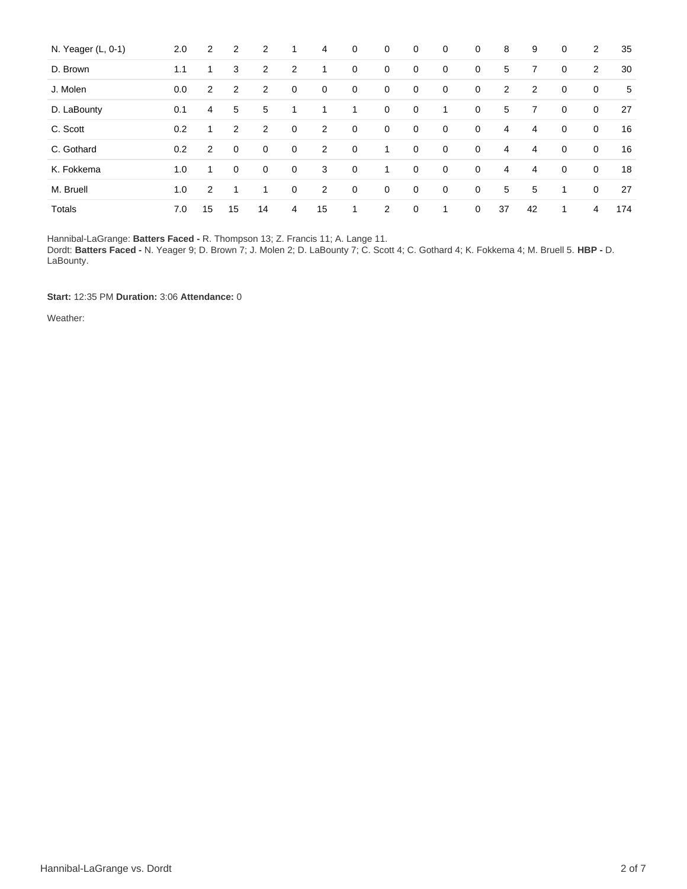| | | | | | | | | | | | | | | | | |
|---|---|---|---|---|---|---|---|---|---|---|---|---|---|---|---|---|
| N. Yeager (L, 0-1) | 2.0 | 2 | 2 | 2 | 1 | 4 | 0 | 0 | 0 | 0 | 0 | 8 | 9 | 0 | 2 | 35 |
| D. Brown | 1.1 | 1 | 3 | 2 | 2 | 1 | 0 | 0 | 0 | 0 | 0 | 5 | 7 | 0 | 2 | 30 |
| J. Molen | 0.0 | 2 | 2 | 2 | 0 | 0 | 0 | 0 | 0 | 0 | 0 | 2 | 2 | 0 | 0 | 5 |
| D. LaBounty | 0.1 | 4 | 5 | 5 | 1 | 1 | 1 | 0 | 0 | 1 | 0 | 5 | 7 | 0 | 0 | 27 |
| C. Scott | 0.2 | 1 | 2 | 2 | 0 | 2 | 0 | 0 | 0 | 0 | 0 | 4 | 4 | 0 | 0 | 16 |
| C. Gothard | 0.2 | 2 | 0 | 0 | 0 | 2 | 0 | 1 | 0 | 0 | 0 | 4 | 4 | 0 | 0 | 16 |
| K. Fokkema | 1.0 | 1 | 0 | 0 | 0 | 3 | 0 | 1 | 0 | 0 | 0 | 4 | 4 | 0 | 0 | 18 |
| M. Bruell | 1.0 | 2 | 1 | 1 | 0 | 2 | 0 | 0 | 0 | 0 | 0 | 5 | 5 | 1 | 0 | 27 |
| Totals | 7.0 | 15 | 15 | 14 | 4 | 15 | 1 | 2 | 0 | 1 | 0 | 37 | 42 | 1 | 4 | 174 |

Hannibal-LaGrange: **Batters Faced -** R. Thompson 13; Z. Francis 11; A. Lange 11.
Dordt: **Batters Faced -** N. Yeager 9; D. Brown 7; J. Molen 2; D. LaBounty 7; C. Scott 4; C. Gothard 4; K. Fokkema 4; M. Bruell 5. **HBP -** D. LaBounty.

**Start:** 12:35 PM **Duration:** 3:06 **Attendance:** 0

Weather: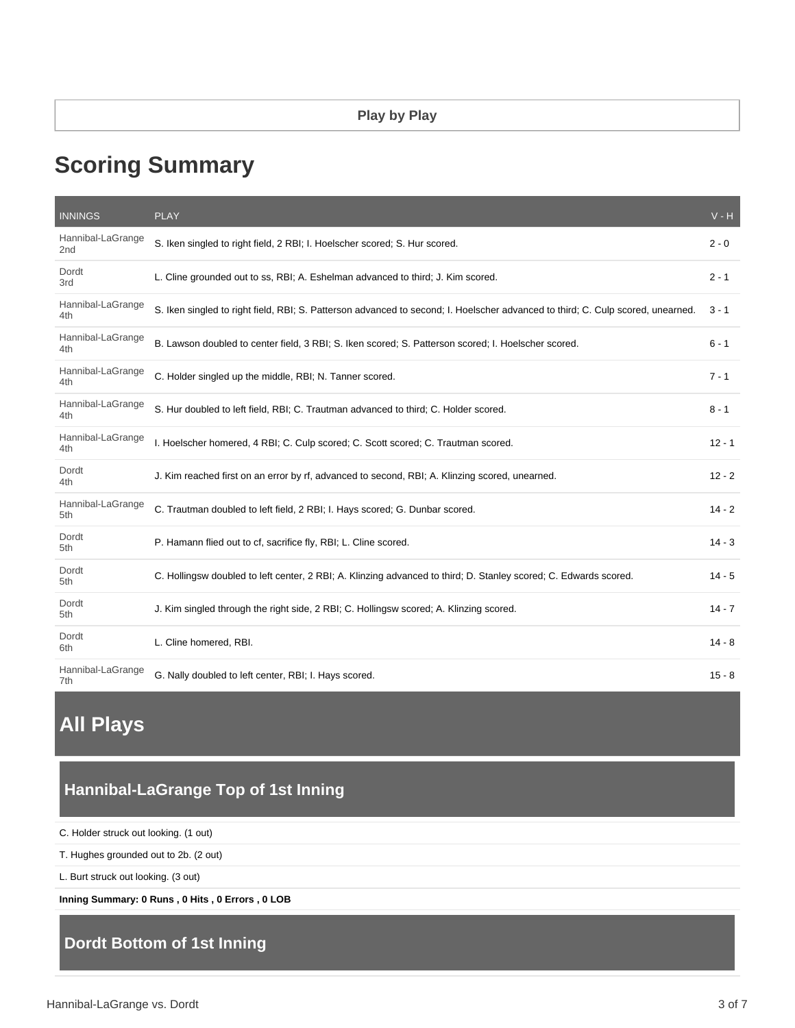**Play by Play**

# Scoring Summary

| INNINGS | PLAY | V - H |
|---|---|---|
| Hannibal-LaGrange 2nd | S. Iken singled to right field, 2 RBI; I. Hoelscher scored; S. Hur scored. | 2 - 0 |
| Dordt 3rd | L. Cline grounded out to ss, RBI; A. Eshelman advanced to third; J. Kim scored. | 2 - 1 |
| Hannibal-LaGrange 4th | S. Iken singled to right field, RBI; S. Patterson advanced to second; I. Hoelscher advanced to third; C. Culp scored, unearned. | 3 - 1 |
| Hannibal-LaGrange 4th | B. Lawson doubled to center field, 3 RBI; S. Iken scored; S. Patterson scored; I. Hoelscher scored. | 6 - 1 |
| Hannibal-LaGrange 4th | C. Holder singled up the middle, RBI; N. Tanner scored. | 7 - 1 |
| Hannibal-LaGrange 4th | S. Hur doubled to left field, RBI; C. Trautman advanced to third; C. Holder scored. | 8 - 1 |
| Hannibal-LaGrange 4th | I. Hoelscher homered, 4 RBI; C. Culp scored; C. Scott scored; C. Trautman scored. | 12 - 1 |
| Dordt 4th | J. Kim reached first on an error by rf, advanced to second, RBI; A. Klinzing scored, unearned. | 12 - 2 |
| Hannibal-LaGrange 5th | C. Trautman doubled to left field, 2 RBI; I. Hays scored; G. Dunbar scored. | 14 - 2 |
| Dordt 5th | P. Hamann flied out to cf, sacrifice fly, RBI; L. Cline scored. | 14 - 3 |
| Dordt 5th | C. Hollingsw doubled to left center, 2 RBI; A. Klinzing advanced to third; D. Stanley scored; C. Edwards scored. | 14 - 5 |
| Dordt 5th | J. Kim singled through the right side, 2 RBI; C. Hollingsw scored; A. Klinzing scored. | 14 - 7 |
| Dordt 6th | L. Cline homered, RBI. | 14 - 8 |
| Hannibal-LaGrange 7th | G. Nally doubled to left center, RBI; I. Hays scored. | 15 - 8 |

# All Plays

## Hannibal-LaGrange Top of 1st Inning

C. Holder struck out looking. (1 out)

T. Hughes grounded out to 2b. (2 out)

L. Burt struck out looking. (3 out)

**Inning Summary: 0 Runs , 0 Hits , 0 Errors , 0 LOB**

## Dordt Bottom of 1st Inning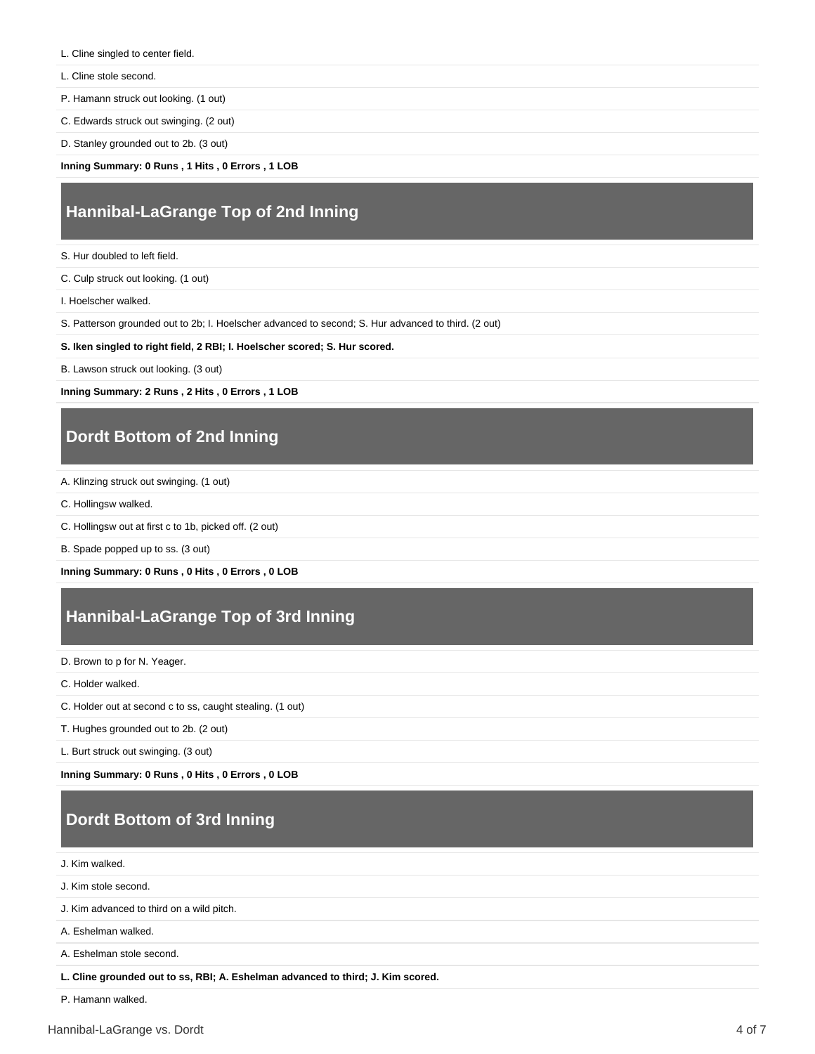L. Cline singled to center field.

L. Cline stole second.

P. Hamann struck out looking. (1 out)

C. Edwards struck out swinging. (2 out)

D. Stanley grounded out to 2b. (3 out)

**Inning Summary: 0 Runs , 1 Hits , 0 Errors , 1 LOB**

## Hannibal-LaGrange Top of 2nd Inning

S. Hur doubled to left field.

C. Culp struck out looking. (1 out)

I. Hoelscher walked.

S. Patterson grounded out to 2b; I. Hoelscher advanced to second; S. Hur advanced to third. (2 out)

**S. Iken singled to right field, 2 RBI; I. Hoelscher scored; S. Hur scored.**

B. Lawson struck out looking. (3 out)

**Inning Summary: 2 Runs , 2 Hits , 0 Errors , 1 LOB**

## Dordt Bottom of 2nd Inning

A. Klinzing struck out swinging. (1 out)

C. Hollingsw walked.

C. Hollingsw out at first c to 1b, picked off. (2 out)

B. Spade popped up to ss. (3 out)

**Inning Summary: 0 Runs , 0 Hits , 0 Errors , 0 LOB**

## Hannibal-LaGrange Top of 3rd Inning

D. Brown to p for N. Yeager.

C. Holder walked.

C. Holder out at second c to ss, caught stealing. (1 out)

T. Hughes grounded out to 2b. (2 out)

L. Burt struck out swinging. (3 out)

**Inning Summary: 0 Runs , 0 Hits , 0 Errors , 0 LOB**

## Dordt Bottom of 3rd Inning

J. Kim walked.

J. Kim stole second.

J. Kim advanced to third on a wild pitch.

A. Eshelman walked.

A. Eshelman stole second.

**L. Cline grounded out to ss, RBI; A. Eshelman advanced to third; J. Kim scored.**

P. Hamann walked.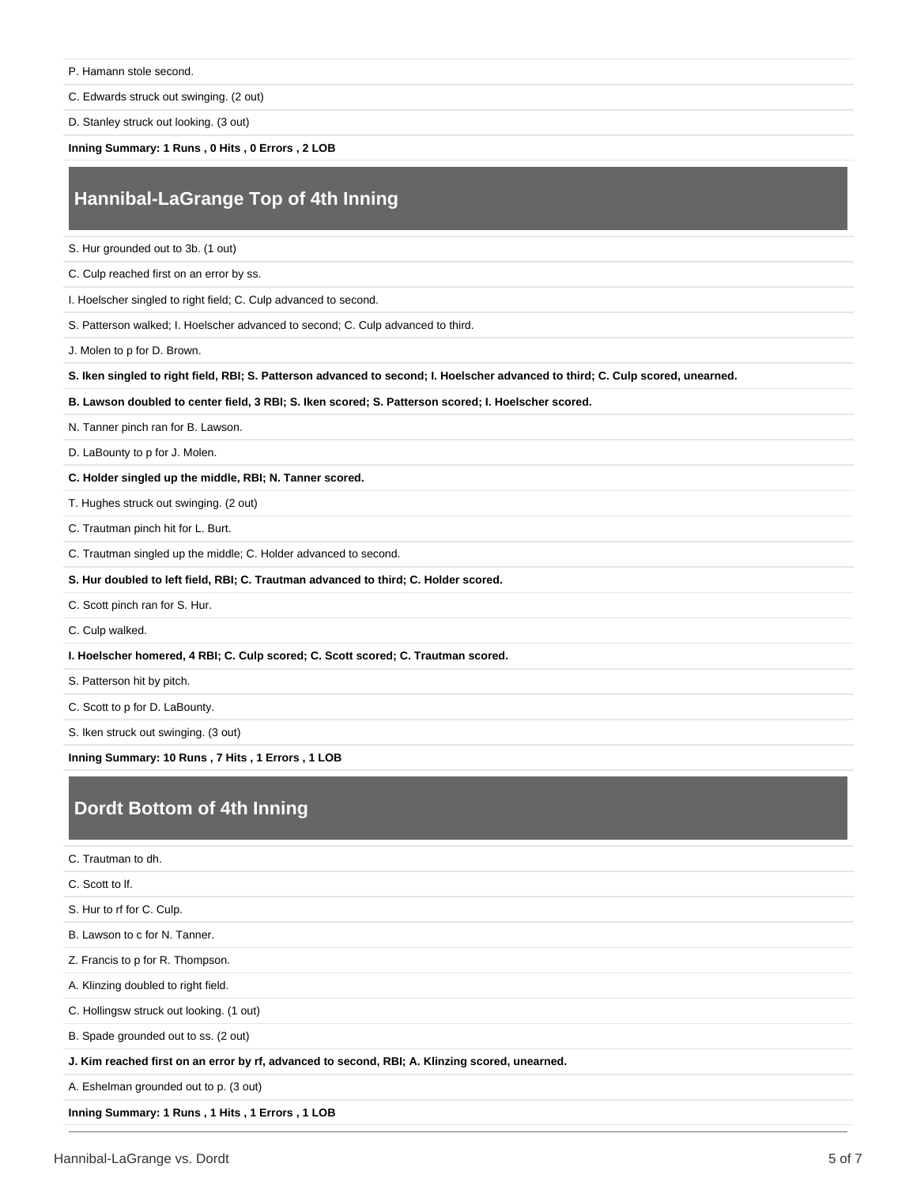P. Hamann stole second.

C. Edwards struck out swinging. (2 out)

D. Stanley struck out looking. (3 out)

**Inning Summary: 1 Runs , 0 Hits , 0 Errors , 2 LOB**

## Hannibal-LaGrange Top of 4th Inning

S. Hur grounded out to 3b. (1 out)

C. Culp reached first on an error by ss.

I. Hoelscher singled to right field; C. Culp advanced to second.

S. Patterson walked; I. Hoelscher advanced to second; C. Culp advanced to third.

J. Molen to p for D. Brown.

**S. Iken singled to right field, RBI; S. Patterson advanced to second; I. Hoelscher advanced to third; C. Culp scored, unearned.**

**B. Lawson doubled to center field, 3 RBI; S. Iken scored; S. Patterson scored; I. Hoelscher scored.**

N. Tanner pinch ran for B. Lawson.

D. LaBounty to p for J. Molen.

**C. Holder singled up the middle, RBI; N. Tanner scored.**

T. Hughes struck out swinging. (2 out)

C. Trautman pinch hit for L. Burt.

C. Trautman singled up the middle; C. Holder advanced to second.

**S. Hur doubled to left field, RBI; C. Trautman advanced to third; C. Holder scored.**

C. Scott pinch ran for S. Hur.

C. Culp walked.

**I. Hoelscher homered, 4 RBI; C. Culp scored; C. Scott scored; C. Trautman scored.**

S. Patterson hit by pitch.

C. Scott to p for D. LaBounty.

S. Iken struck out swinging. (3 out)

**Inning Summary: 10 Runs , 7 Hits , 1 Errors , 1 LOB**

## Dordt Bottom of 4th Inning

C. Trautman to dh.

C. Scott to lf.

S. Hur to rf for C. Culp.

B. Lawson to c for N. Tanner.

Z. Francis to p for R. Thompson.

A. Klinzing doubled to right field.

C. Hollingsw struck out looking. (1 out)

B. Spade grounded out to ss. (2 out)

**J. Kim reached first on an error by rf, advanced to second, RBI; A. Klinzing scored, unearned.**

A. Eshelman grounded out to p. (3 out)

**Inning Summary: 1 Runs , 1 Hits , 1 Errors , 1 LOB**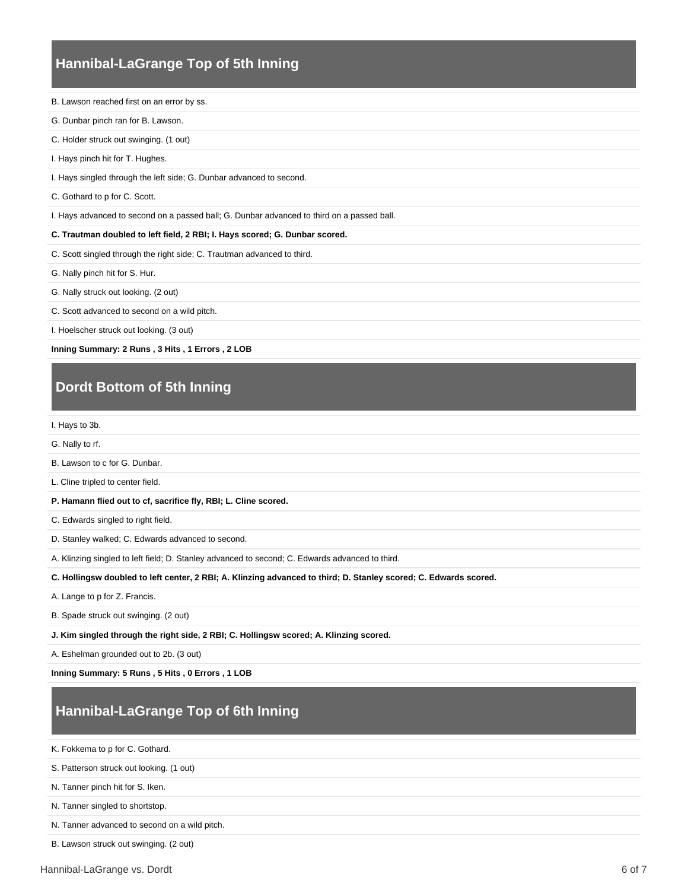## Hannibal-LaGrange Top of 5th Inning

B. Lawson reached first on an error by ss.

G. Dunbar pinch ran for B. Lawson.

C. Holder struck out swinging. (1 out)

I. Hays pinch hit for T. Hughes.

I. Hays singled through the left side; G. Dunbar advanced to second.

C. Gothard to p for C. Scott.

I. Hays advanced to second on a passed ball; G. Dunbar advanced to third on a passed ball.

**C. Trautman doubled to left field, 2 RBI; I. Hays scored; G. Dunbar scored.**

C. Scott singled through the right side; C. Trautman advanced to third.

G. Nally pinch hit for S. Hur.

G. Nally struck out looking. (2 out)

C. Scott advanced to second on a wild pitch.

I. Hoelscher struck out looking. (3 out)

**Inning Summary: 2 Runs , 3 Hits , 1 Errors , 2 LOB**

## Dordt Bottom of 5th Inning

I. Hays to 3b.

G. Nally to rf.

B. Lawson to c for G. Dunbar.

L. Cline tripled to center field.

**P. Hamann flied out to cf, sacrifice fly, RBI; L. Cline scored.**

C. Edwards singled to right field.

D. Stanley walked; C. Edwards advanced to second.

A. Klinzing singled to left field; D. Stanley advanced to second; C. Edwards advanced to third.

**C. Hollingsw doubled to left center, 2 RBI; A. Klinzing advanced to third; D. Stanley scored; C. Edwards scored.**

A. Lange to p for Z. Francis.

B. Spade struck out swinging. (2 out)

**J. Kim singled through the right side, 2 RBI; C. Hollingsw scored; A. Klinzing scored.**

A. Eshelman grounded out to 2b. (3 out)

**Inning Summary: 5 Runs , 5 Hits , 0 Errors , 1 LOB**

## Hannibal-LaGrange Top of 6th Inning

K. Fokkema to p for C. Gothard.

S. Patterson struck out looking. (1 out)

N. Tanner pinch hit for S. Iken.

N. Tanner singled to shortstop.

N. Tanner advanced to second on a wild pitch.

B. Lawson struck out swinging. (2 out)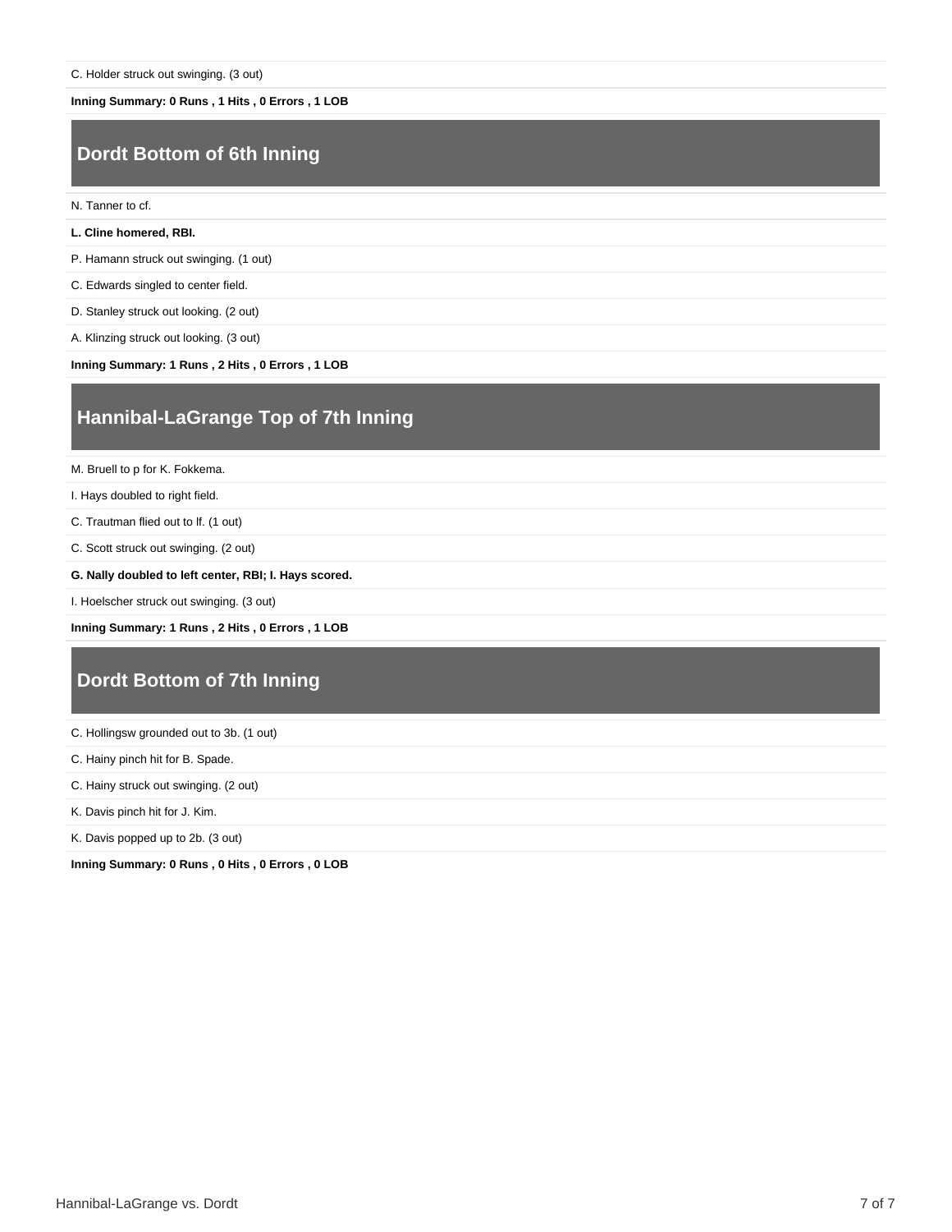C. Holder struck out swinging. (3 out)

**Inning Summary: 0 Runs , 1 Hits , 0 Errors , 1 LOB**

## Dordt Bottom of 6th Inning

N. Tanner to cf.

**L. Cline homered, RBI.**

P. Hamann struck out swinging. (1 out)

C. Edwards singled to center field.

D. Stanley struck out looking. (2 out)

A. Klinzing struck out looking. (3 out)

**Inning Summary: 1 Runs , 2 Hits , 0 Errors , 1 LOB**

## Hannibal-LaGrange Top of 7th Inning

M. Bruell to p for K. Fokkema.

I. Hays doubled to right field.

C. Trautman flied out to lf. (1 out)

C. Scott struck out swinging. (2 out)

**G. Nally doubled to left center, RBI; I. Hays scored.**

I. Hoelscher struck out swinging. (3 out)

**Inning Summary: 1 Runs , 2 Hits , 0 Errors , 1 LOB**

## Dordt Bottom of 7th Inning

C. Hollingsw grounded out to 3b. (1 out)

C. Hainy pinch hit for B. Spade.

C. Hainy struck out swinging. (2 out)

K. Davis pinch hit for J. Kim.

K. Davis popped up to 2b. (3 out)

**Inning Summary: 0 Runs , 0 Hits , 0 Errors , 0 LOB**